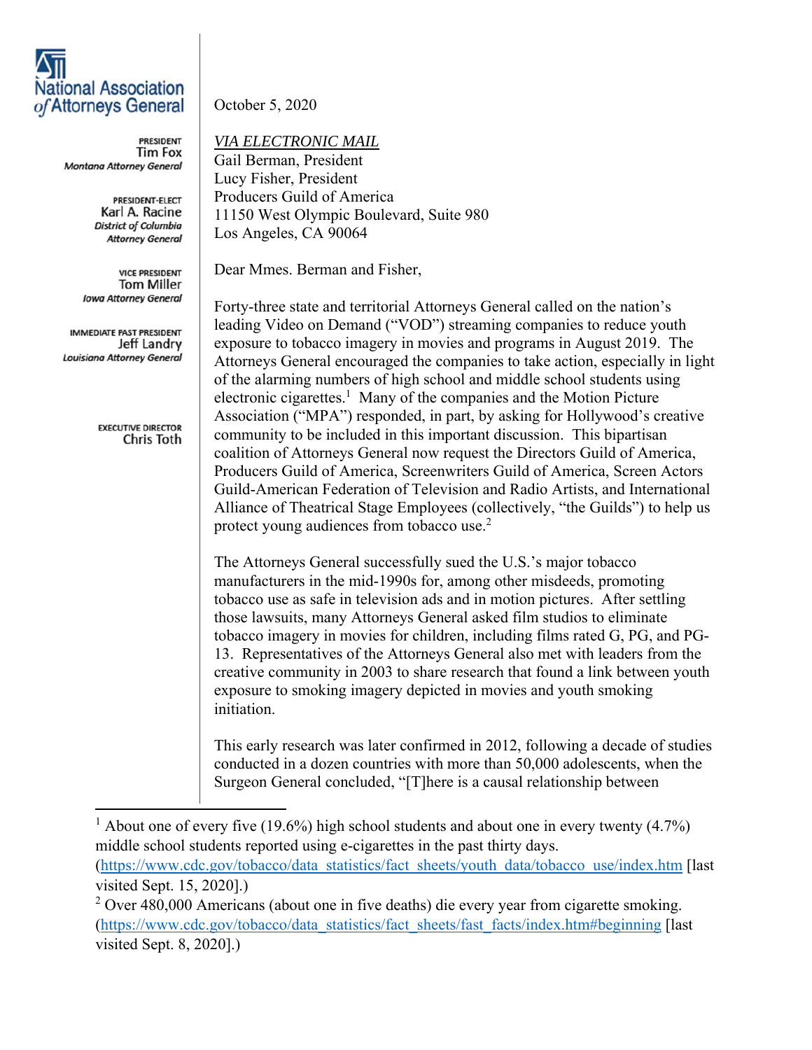**National Association of Attorneys General**

PRESIDENT
Tim Fox
*Montana Attorney General*

PRESIDENT-ELECT
Karl A. Racine
*District of Columbia Attorney General*

VICE PRESIDENT
Tom Miller
*Iowa Attorney General*

IMMEDIATE PAST PRESIDENT
Jeff Landry
*Louisiana Attorney General*

EXECUTIVE DIRECTOR
Chris Toth

October 5, 2020

*VIA ELECTRONIC MAIL*
Gail Berman, President
Lucy Fisher, President
Producers Guild of America
11150 West Olympic Boulevard, Suite 980
Los Angeles, CA 90064

Dear Mmes. Berman and Fisher,

Forty-three state and territorial Attorneys General called on the nation's leading Video on Demand ("VOD") streaming companies to reduce youth exposure to tobacco imagery in movies and programs in August 2019. The Attorneys General encouraged the companies to take action, especially in light of the alarming numbers of high school and middle school students using electronic cigarettes.[1] Many of the companies and the Motion Picture Association ("MPA") responded, in part, by asking for Hollywood's creative community to be included in this important discussion. This bipartisan coalition of Attorneys General now request the Directors Guild of America, Producers Guild of America, Screenwriters Guild of America, Screen Actors Guild-American Federation of Television and Radio Artists, and International Alliance of Theatrical Stage Employees (collectively, "the Guilds") to help us protect young audiences from tobacco use.[2]

The Attorneys General successfully sued the U.S.'s major tobacco manufacturers in the mid-1990s for, among other misdeeds, promoting tobacco use as safe in television ads and in motion pictures. After settling those lawsuits, many Attorneys General asked film studios to eliminate tobacco imagery in movies for children, including films rated G, PG, and PG-13. Representatives of the Attorneys General also met with leaders from the creative community in 2003 to share research that found a link between youth exposure to smoking imagery depicted in movies and youth smoking initiation.

This early research was later confirmed in 2012, following a decade of studies conducted in a dozen countries with more than 50,000 adolescents, when the Surgeon General concluded, "[T]here is a causal relationship between

---

[1] About one of every five (19.6%) high school students and about one in every twenty (4.7%) middle school students reported using e-cigarettes in the past thirty days. (https://www.cdc.gov/tobacco/data_statistics/fact_sheets/youth_data/tobacco_use/index.htm [last visited Sept. 15, 2020].)

[2] Over 480,000 Americans (about one in five deaths) die every year from cigarette smoking. (https://www.cdc.gov/tobacco/data_statistics/fact_sheets/fast_facts/index.htm#beginning [last visited Sept. 8, 2020].)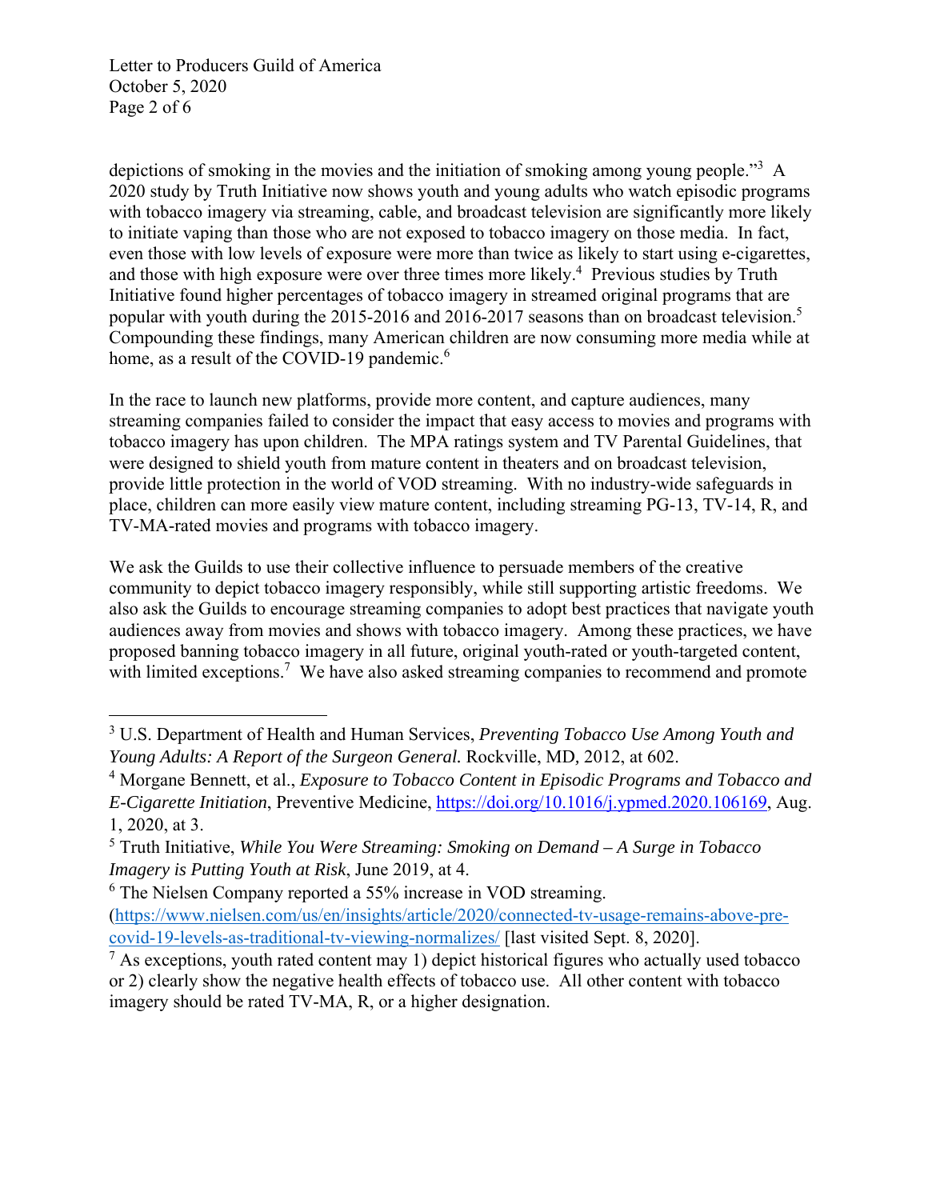depictions of smoking in the movies and the initiation of smoking among young people."[3] A 2020 study by Truth Initiative now shows youth and young adults who watch episodic programs with tobacco imagery via streaming, cable, and broadcast television are significantly more likely to initiate vaping than those who are not exposed to tobacco imagery on those media. In fact, even those with low levels of exposure were more than twice as likely to start using e-cigarettes, and those with high exposure were over three times more likely.[4] Previous studies by Truth Initiative found higher percentages of tobacco imagery in streamed original programs that are popular with youth during the 2015-2016 and 2016-2017 seasons than on broadcast television.[5] Compounding these findings, many American children are now consuming more media while at home, as a result of the COVID-19 pandemic.[6]

In the race to launch new platforms, provide more content, and capture audiences, many streaming companies failed to consider the impact that easy access to movies and programs with tobacco imagery has upon children. The MPA ratings system and TV Parental Guidelines, that were designed to shield youth from mature content in theaters and on broadcast television, provide little protection in the world of VOD streaming. With no industry-wide safeguards in place, children can more easily view mature content, including streaming PG-13, TV-14, R, and TV-MA-rated movies and programs with tobacco imagery.

We ask the Guilds to use their collective influence to persuade members of the creative community to depict tobacco imagery responsibly, while still supporting artistic freedoms. We also ask the Guilds to encourage streaming companies to adopt best practices that navigate youth audiences away from movies and shows with tobacco imagery. Among these practices, we have proposed banning tobacco imagery in all future, original youth-rated or youth-targeted content, with limited exceptions.[7] We have also asked streaming companies to recommend and promote

---

[3] U.S. Department of Health and Human Services, *Preventing Tobacco Use Among Youth and Young Adults: A Report of the Surgeon General.* Rockville, MD, 2012, at 602.

[4] Morgane Bennett, et al., *Exposure to Tobacco Content in Episodic Programs and Tobacco and E-Cigarette Initiation*, Preventive Medicine, https://doi.org/10.1016/j.ypmed.2020.106169, Aug. 1, 2020, at 3.

[5] Truth Initiative, *While You Were Streaming: Smoking on Demand – A Surge in Tobacco Imagery is Putting Youth at Risk*, June 2019, at 4.

[6] The Nielsen Company reported a 55% increase in VOD streaming. (https://www.nielsen.com/us/en/insights/article/2020/connected-tv-usage-remains-above-pre-covid-19-levels-as-traditional-tv-viewing-normalizes/ [last visited Sept. 8, 2020].

[7] As exceptions, youth rated content may 1) depict historical figures who actually used tobacco or 2) clearly show the negative health effects of tobacco use. All other content with tobacco imagery should be rated TV-MA, R, or a higher designation.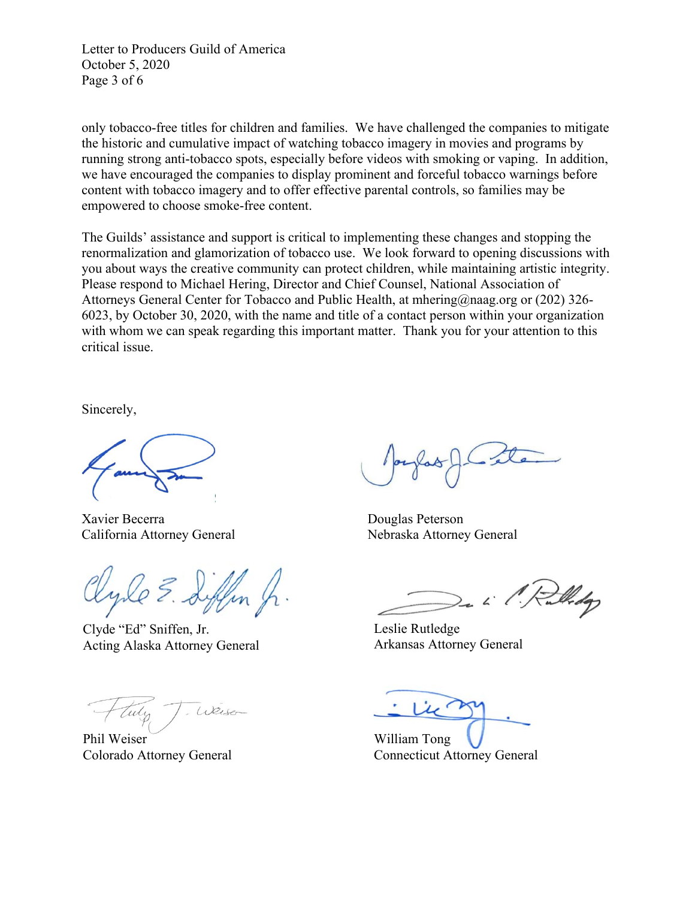only tobacco-free titles for children and families. We have challenged the companies to mitigate the historic and cumulative impact of watching tobacco imagery in movies and programs by running strong anti-tobacco spots, especially before videos with smoking or vaping. In addition, we have encouraged the companies to display prominent and forceful tobacco warnings before content with tobacco imagery and to offer effective parental controls, so families may be empowered to choose smoke-free content.

The Guilds' assistance and support is critical to implementing these changes and stopping the renormalization and glamorization of tobacco use. We look forward to opening discussions with you about ways the creative community can protect children, while maintaining artistic integrity. Please respond to Michael Hering, Director and Chief Counsel, National Association of Attorneys General Center for Tobacco and Public Health, at mhering@naag.org or (202) 326-6023, by October 30, 2020, with the name and title of a contact person within your organization with whom we can speak regarding this important matter. Thank you for your attention to this critical issue.

Sincerely,

Xavier Becerra
California Attorney General

Douglas Peterson
Nebraska Attorney General

Clyde "Ed" Sniffen, Jr.
Acting Alaska Attorney General

Leslie Rutledge
Arkansas Attorney General

Phil Weiser
Colorado Attorney General

William Tong
Connecticut Attorney General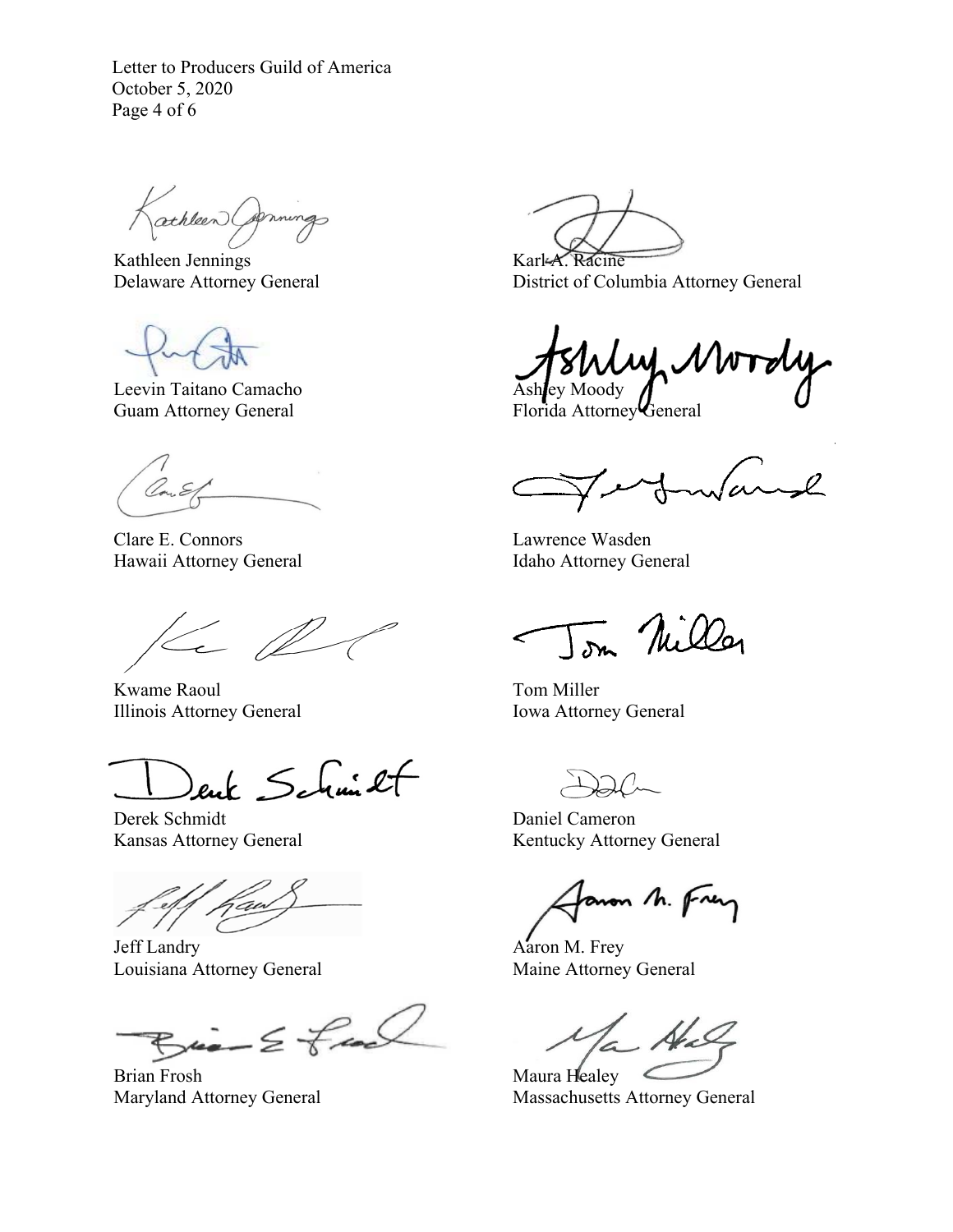Kathleen Jennings
Delaware Attorney General

Karl A. Racine
District of Columbia Attorney General

Leevin Taitano Camacho
Guam Attorney General

Ashley Moody
Florida Attorney General

Clare E. Connors
Hawaii Attorney General

Lawrence Wasden
Idaho Attorney General

Kwame Raoul
Illinois Attorney General

Tom Miller
Iowa Attorney General

Derek Schmidt
Kansas Attorney General

Daniel Cameron
Kentucky Attorney General

Jeff Landry
Louisiana Attorney General

Aaron M. Frey
Maine Attorney General

Brian Frosh
Maryland Attorney General

Maura Healey
Massachusetts Attorney General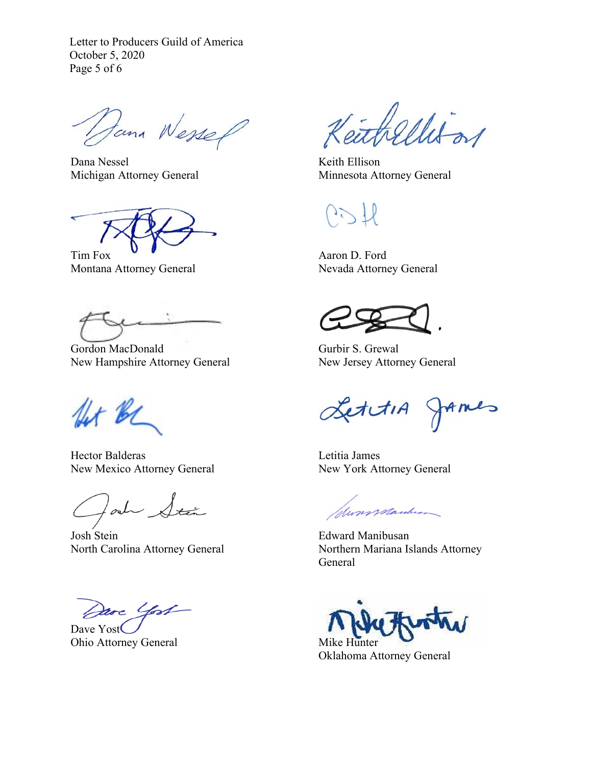Dana Nessel
Michigan Attorney General

Keith Ellison
Minnesota Attorney General

Tim Fox
Montana Attorney General

Aaron D. Ford
Nevada Attorney General

Gordon MacDonald
New Hampshire Attorney General

Gurbir S. Grewal
New Jersey Attorney General

Hector Balderas
New Mexico Attorney General

Letitia James
New York Attorney General

Josh Stein
North Carolina Attorney General

Edward Manibusan
Northern Mariana Islands Attorney General

Dave Yost
Ohio Attorney General

Mike Hunter
Oklahoma Attorney General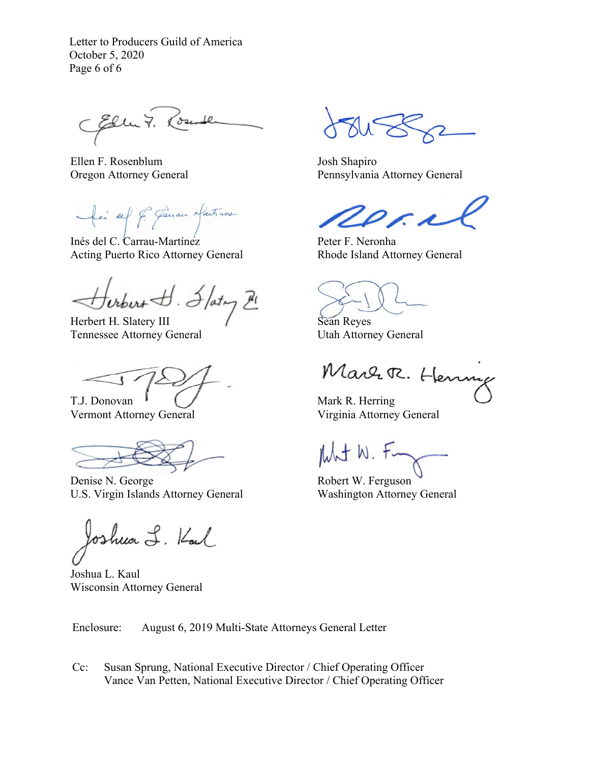Ellen F. Rosenblum
Oregon Attorney General

Josh Shapiro
Pennsylvania Attorney General

Inés del C. Carrau-Martínez
Acting Puerto Rico Attorney General

Peter F. Neronha
Rhode Island Attorney General

Herbert H. Slatery III
Tennessee Attorney General

Sean Reyes
Utah Attorney General

T.J. Donovan
Vermont Attorney General

Mark R. Herring
Virginia Attorney General

Denise N. George
U.S. Virgin Islands Attorney General

Robert W. Ferguson
Washington Attorney General

Joshua L. Kaul
Wisconsin Attorney General

Enclosure: August 6, 2019 Multi-State Attorneys General Letter

Cc: Susan Sprung, National Executive Director / Chief Operating Officer
Vance Van Petten, National Executive Director / Chief Operating Officer